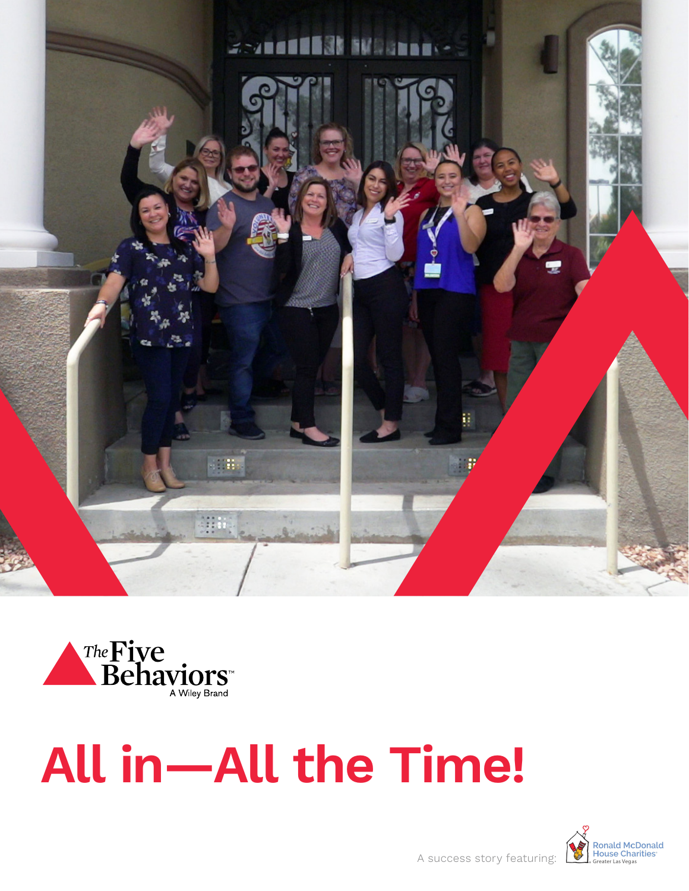The Five Behaviors™

A Wiley Brand

# All in—All the Time!

A success story featuring: Ronald McDonald House Charities® Greater Las Vegas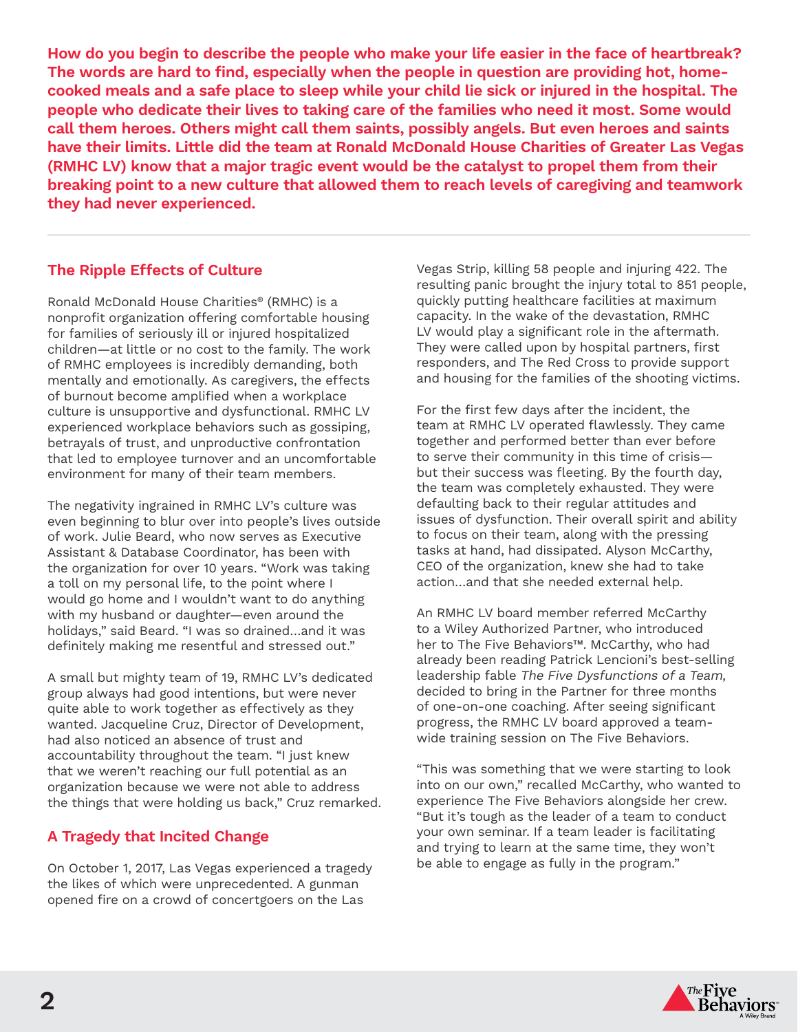**How do you begin to describe the people who make your life easier in the face of heartbreak? The words are hard to find, especially when the people in question are providing hot, home-cooked meals and a safe place to sleep while your child lie sick or injured in the hospital. The people who dedicate their lives to taking care of the families who need it most. Some would call them heroes. Others might call them saints, possibly angels. But even heroes and saints have their limits. Little did the team at Ronald McDonald House Charities of Greater Las Vegas (RMHC LV) know that a major tragic event would be the catalyst to propel them from their breaking point to a new culture that allowed them to reach levels of caregiving and teamwork they had never experienced.**

## The Ripple Effects of Culture

Ronald McDonald House Charities® (RMHC) is a nonprofit organization offering comfortable housing for families of seriously ill or injured hospitalized children—at little or no cost to the family. The work of RMHC employees is incredibly demanding, both mentally and emotionally. As caregivers, the effects of burnout become amplified when a workplace culture is unsupportive and dysfunctional. RMHC LV experienced workplace behaviors such as gossiping, betrayals of trust, and unproductive confrontation that led to employee turnover and an uncomfortable environment for many of their team members.

The negativity ingrained in RMHC LV's culture was even beginning to blur over into people's lives outside of work. Julie Beard, who now serves as Executive Assistant & Database Coordinator, has been with the organization for over 10 years. "Work was taking a toll on my personal life, to the point where I would go home and I wouldn't want to do anything with my husband or daughter—even around the holidays," said Beard. "I was so drained...and it was definitely making me resentful and stressed out."

A small but mighty team of 19, RMHC LV's dedicated group always had good intentions, but were never quite able to work together as effectively as they wanted. Jacqueline Cruz, Director of Development, had also noticed an absence of trust and accountability throughout the team. "I just knew that we weren't reaching our full potential as an organization because we were not able to address the things that were holding us back," Cruz remarked.

## A Tragedy that Incited Change

On October 1, 2017, Las Vegas experienced a tragedy the likes of which were unprecedented. A gunman opened fire on a crowd of concertgoers on the Las Vegas Strip, killing 58 people and injuring 422. The resulting panic brought the injury total to 851 people, quickly putting healthcare facilities at maximum capacity. In the wake of the devastation, RMHC LV would play a significant role in the aftermath. They were called upon by hospital partners, first responders, and The Red Cross to provide support and housing for the families of the shooting victims.

For the first few days after the incident, the team at RMHC LV operated flawlessly. They came together and performed better than ever before to serve their community in this time of crisis—but their success was fleeting. By the fourth day, the team was completely exhausted. They were defaulting back to their regular attitudes and issues of dysfunction. Their overall spirit and ability to focus on their team, along with the pressing tasks at hand, had dissipated. Alyson McCarthy, CEO of the organization, knew she had to take action...and that she needed external help.

An RMHC LV board member referred McCarthy to a Wiley Authorized Partner, who introduced her to The Five Behaviors™. McCarthy, who had already been reading Patrick Lencioni's best-selling leadership fable *The Five Dysfunctions of a Team*, decided to bring in the Partner for three months of one-on-one coaching. After seeing significant progress, the RMHC LV board approved a team-wide training session on The Five Behaviors.

"This was something that we were starting to look into on our own," recalled McCarthy, who wanted to experience The Five Behaviors alongside her crew. "But it's tough as the leader of a team to conduct your own seminar. If a team leader is facilitating and trying to learn at the same time, they won't be able to engage as fully in the program."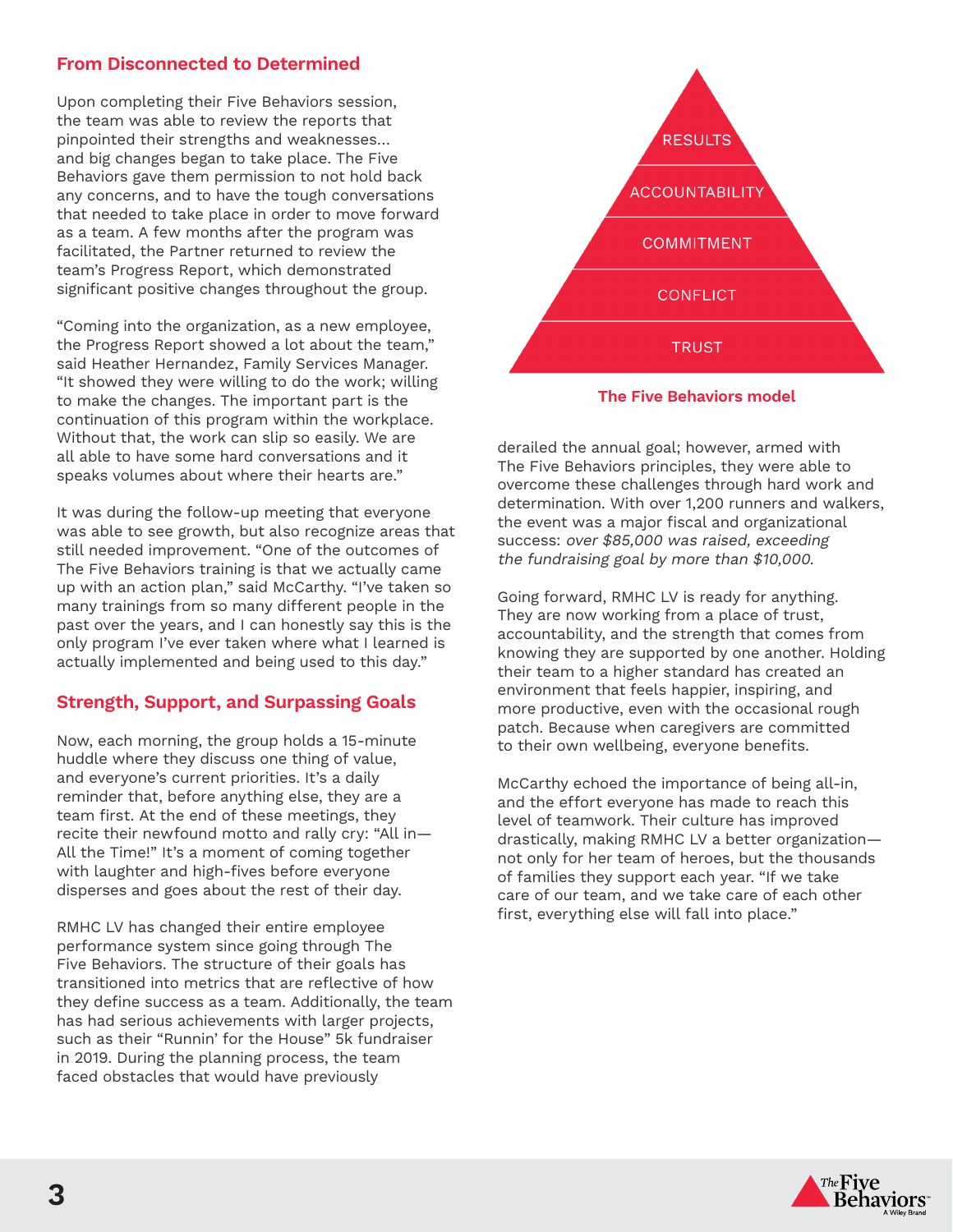## From Disconnected to Determined

Upon completing their Five Behaviors session, the team was able to review the reports that pinpointed their strengths and weaknesses... and big changes began to take place. The Five Behaviors gave them permission to not hold back any concerns, and to have the tough conversations that needed to take place in order to move forward as a team. A few months after the program was facilitated, the Partner returned to review the team's Progress Report, which demonstrated significant positive changes throughout the group.

"Coming into the organization, as a new employee, the Progress Report showed a lot about the team," said Heather Hernandez, Family Services Manager. "It showed they were willing to do the work; willing to make the changes. The important part is the continuation of this program within the workplace. Without that, the work can slip so easily. We are all able to have some hard conversations and it speaks volumes about where their hearts are."

It was during the follow-up meeting that everyone was able to see growth, but also recognize areas that still needed improvement. "One of the outcomes of The Five Behaviors training is that we actually came up with an action plan," said McCarthy. "I've taken so many trainings from so many different people in the past over the years, and I can honestly say this is the only program I've ever taken where what I learned is actually implemented and being used to this day."

## Strength, Support, and Surpassing Goals

Now, each morning, the group holds a 15-minute huddle where they discuss one thing of value, and everyone's current priorities. It's a daily reminder that, before anything else, they are a team first. At the end of these meetings, they recite their newfound motto and rally cry: "All in—All the Time!" It's a moment of coming together with laughter and high-fives before everyone disperses and goes about the rest of their day.

RMHC LV has changed their entire employee performance system since going through The Five Behaviors. The structure of their goals has transitioned into metrics that are reflective of how they define success as a team. Additionally, the team has had serious achievements with larger projects, such as their "Runnin' for the House" 5k fundraiser in 2019. During the planning process, the team faced obstacles that would have previously derailed the annual goal; however, armed with The Five Behaviors principles, they were able to overcome these challenges through hard work and determination. With over 1,200 runners and walkers, the event was a major fiscal and organizational success: *over $85,000 was raised, exceeding the fundraising goal by more than $10,000.*

RESULTS
ACCOUNTABILITY
COMMITMENT
CONFLICT
TRUST

**The Five Behaviors model**

Going forward, RMHC LV is ready for anything. They are now working from a place of trust, accountability, and the strength that comes from knowing they are supported by one another. Holding their team to a higher standard has created an environment that feels happier, inspiring, and more productive, even with the occasional rough patch. Because when caregivers are committed to their own wellbeing, everyone benefits.

McCarthy echoed the importance of being all-in, and the effort everyone has made to reach this level of teamwork. Their culture has improved drastically, making RMHC LV a better organization—not only for her team of heroes, but the thousands of families they support each year. "If we take care of our team, and we take care of each other first, everything else will fall into place."